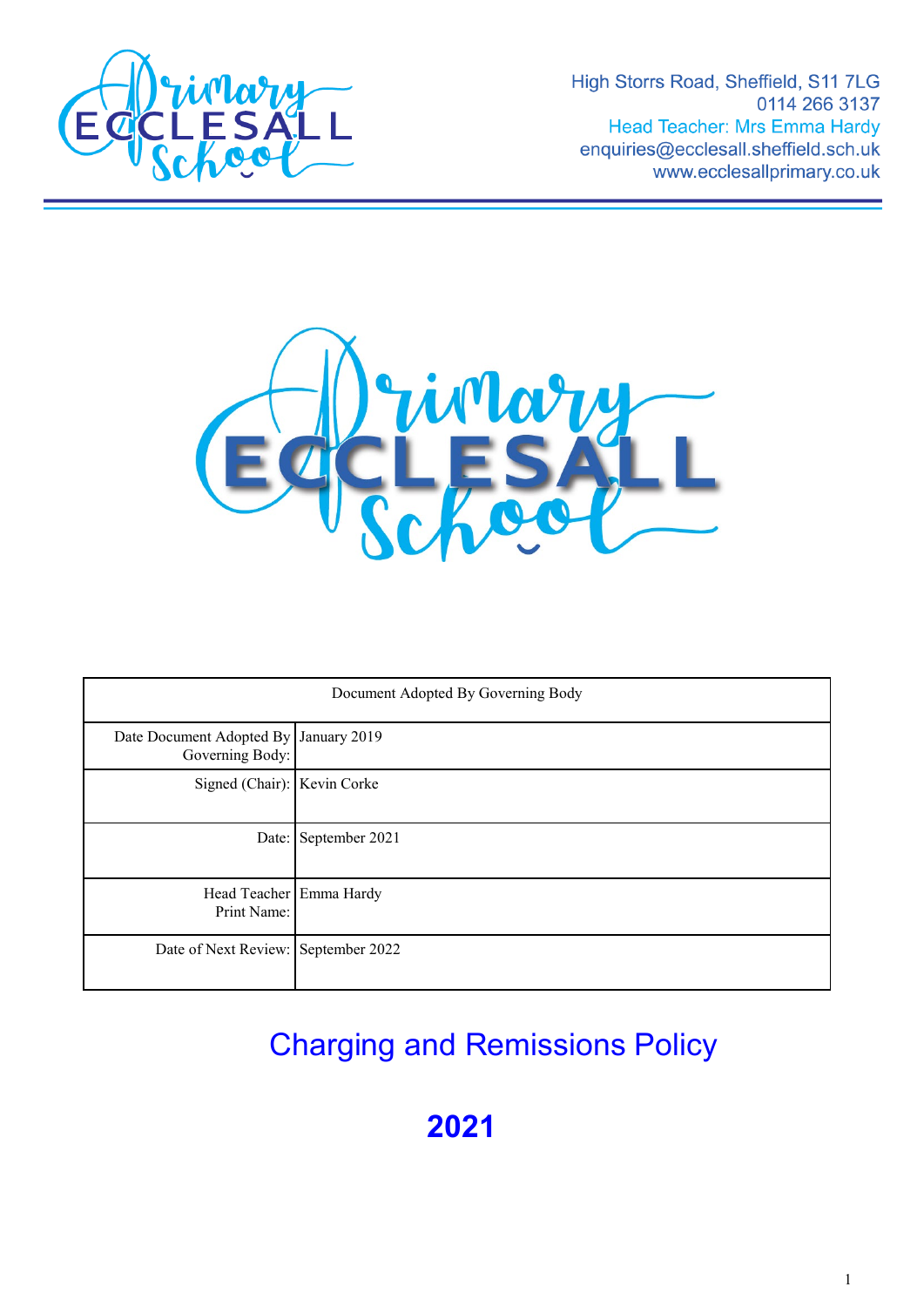High Storrs Road, Sheffield, S11 7LG
0114 266 3137
Head Teacher: Mrs Emma Hardy
enquiries@ecclesall.sheffield.sch.uk
www.ecclesallprimary.co.uk

| Document Adopted By Governing Body | |
|---|---|
| Date Document Adopted By Governing Body: | January 2019 |
| Signed (Chair): | Kevin Corke |
| Date: | September 2021 |
| Head Teacher Print Name: | Emma Hardy |
| Date of Next Review: | September 2022 |

# Charging and Remissions Policy

# **2021**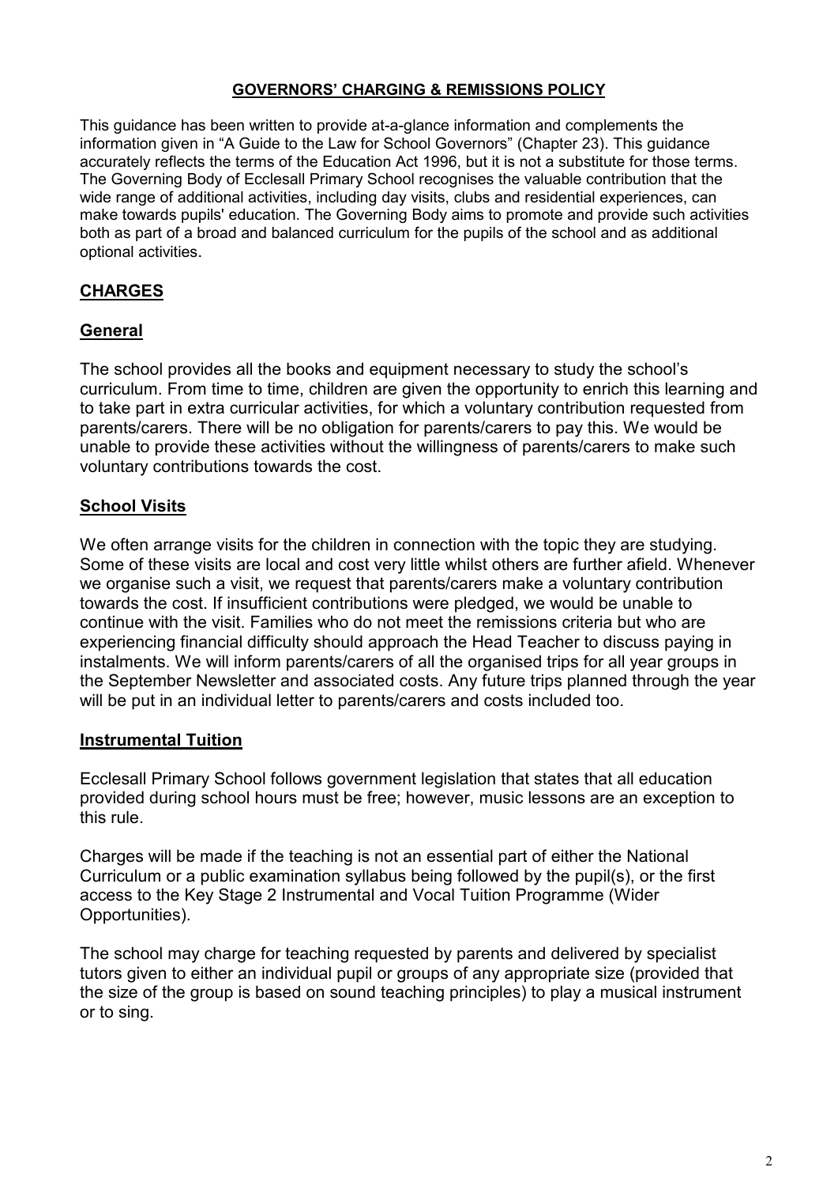# GOVERNORS' CHARGING & REMISSIONS POLICY

This guidance has been written to provide at-a-glance information and complements the information given in "A Guide to the Law for School Governors" (Chapter 23). This guidance accurately reflects the terms of the Education Act 1996, but it is not a substitute for those terms. The Governing Body of Ecclesall Primary School recognises the valuable contribution that the wide range of additional activities, including day visits, clubs and residential experiences, can make towards pupils' education. The Governing Body aims to promote and provide such activities both as part of a broad and balanced curriculum for the pupils of the school and as additional optional activities.

## CHARGES

### General

The school provides all the books and equipment necessary to study the school's curriculum. From time to time, children are given the opportunity to enrich this learning and to take part in extra curricular activities, for which a voluntary contribution requested from parents/carers. There will be no obligation for parents/carers to pay this. We would be unable to provide these activities without the willingness of parents/carers to make such voluntary contributions towards the cost.

### School Visits

We often arrange visits for the children in connection with the topic they are studying. Some of these visits are local and cost very little whilst others are further afield. Whenever we organise such a visit, we request that parents/carers make a voluntary contribution towards the cost. If insufficient contributions were pledged, we would be unable to continue with the visit. Families who do not meet the remissions criteria but who are experiencing financial difficulty should approach the Head Teacher to discuss paying in instalments. We will inform parents/carers of all the organised trips for all year groups in the September Newsletter and associated costs. Any future trips planned through the year will be put in an individual letter to parents/carers and costs included too.

### Instrumental Tuition

Ecclesall Primary School follows government legislation that states that all education provided during school hours must be free; however, music lessons are an exception to this rule.

Charges will be made if the teaching is not an essential part of either the National Curriculum or a public examination syllabus being followed by the pupil(s), or the first access to the Key Stage 2 Instrumental and Vocal Tuition Programme (Wider Opportunities).

The school may charge for teaching requested by parents and delivered by specialist tutors given to either an individual pupil or groups of any appropriate size (provided that the size of the group is based on sound teaching principles) to play a musical instrument or to sing.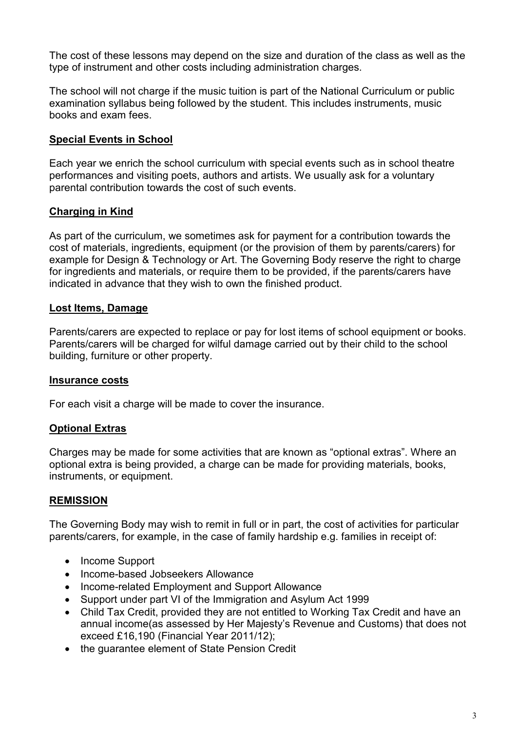The cost of these lessons may depend on the size and duration of the class as well as the type of instrument and other costs including administration charges.

The school will not charge if the music tuition is part of the National Curriculum or public examination syllabus being followed by the student. This includes instruments, music books and exam fees.

## Special Events in School

Each year we enrich the school curriculum with special events such as in school theatre performances and visiting poets, authors and artists. We usually ask for a voluntary parental contribution towards the cost of such events.

## Charging in Kind

As part of the curriculum, we sometimes ask for payment for a contribution towards the cost of materials, ingredients, equipment (or the provision of them by parents/carers) for example for Design & Technology or Art. The Governing Body reserve the right to charge for ingredients and materials, or require them to be provided, if the parents/carers have indicated in advance that they wish to own the finished product.

## Lost Items, Damage

Parents/carers are expected to replace or pay for lost items of school equipment or books. Parents/carers will be charged for wilful damage carried out by their child to the school building, furniture or other property.

## Insurance costs

For each visit a charge will be made to cover the insurance.

## Optional Extras

Charges may be made for some activities that are known as "optional extras". Where an optional extra is being provided, a charge can be made for providing materials, books, instruments, or equipment.

## REMISSION

The Governing Body may wish to remit in full or in part, the cost of activities for particular parents/carers, for example, in the case of family hardship e.g. families in receipt of:

- Income Support
- Income-based Jobseekers Allowance
- Income-related Employment and Support Allowance
- Support under part VI of the Immigration and Asylum Act 1999
- Child Tax Credit, provided they are not entitled to Working Tax Credit and have an annual income(as assessed by Her Majesty's Revenue and Customs) that does not exceed £16,190 (Financial Year 2011/12);
- the guarantee element of State Pension Credit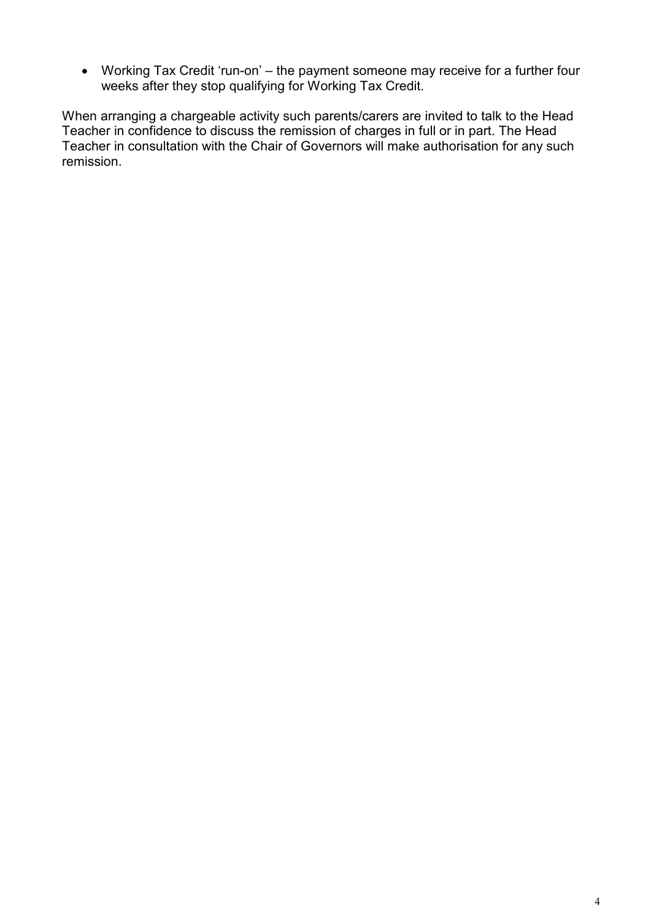- Working Tax Credit 'run-on' – the payment someone may receive for a further four weeks after they stop qualifying for Working Tax Credit.

When arranging a chargeable activity such parents/carers are invited to talk to the Head Teacher in confidence to discuss the remission of charges in full or in part. The Head Teacher in consultation with the Chair of Governors will make authorisation for any such remission.